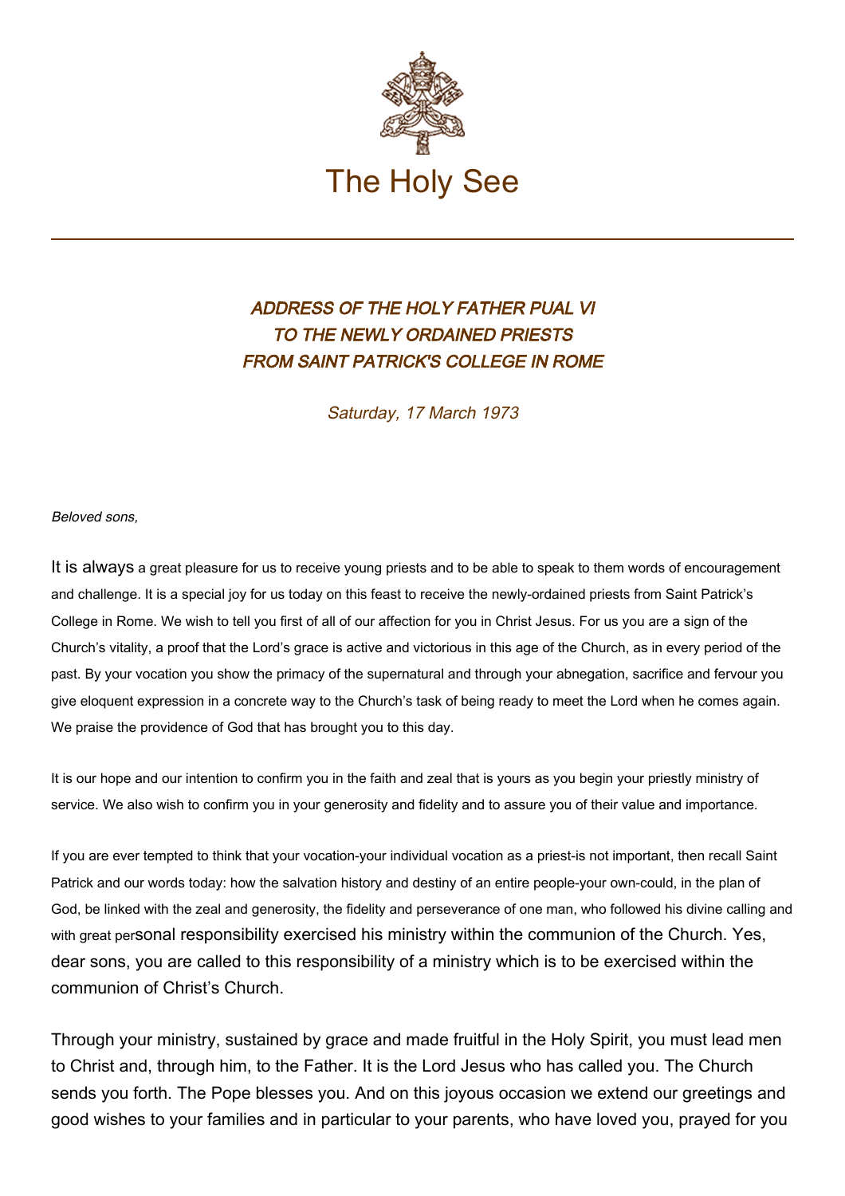# The Holy See

## *ADDRESS OF THE HOLY FATHER PUAL VI TO THE NEWLY ORDAINED PRIESTS FROM SAINT PATRICK'S COLLEGE IN ROME*

*Saturday, 17 March 1973*

*Beloved sons,*

It is always a great pleasure for us to receive young priests and to be able to speak to them words of encouragement and challenge. It is a special joy for us today on this feast to receive the newly-ordained priests from Saint Patrick's College in Rome. We wish to tell you first of all of our affection for you in Christ Jesus. For us you are a sign of the Church's vitality, a proof that the Lord's grace is active and victorious in this age of the Church, as in every period of the past. By your vocation you show the primacy of the supernatural and through your abnegation, sacrifice and fervour you give eloquent expression in a concrete way to the Church's task of being ready to meet the Lord when he comes again. We praise the providence of God that has brought you to this day.

It is our hope and our intention to confirm you in the faith and zeal that is yours as you begin your priestly ministry of service. We also wish to confirm you in your generosity and fidelity and to assure you of their value and importance.

If you are ever tempted to think that your vocation-your individual vocation as a priest-is not important, then recall Saint Patrick and our words today: how the salvation history and destiny of an entire people-your own-could, in the plan of God, be linked with the zeal and generosity, the fidelity and perseverance of one man, who followed his divine calling and with great personal responsibility exercised his ministry within the communion of the Church. Yes, dear sons, you are called to this responsibility of a ministry which is to be exercised within the communion of Christ's Church.

Through your ministry, sustained by grace and made fruitful in the Holy Spirit, you must lead men to Christ and, through him, to the Father. It is the Lord Jesus who has called you. The Church sends you forth. The Pope blesses you. And on this joyous occasion we extend our greetings and good wishes to your families and in particular to your parents, who have loved you, prayed for you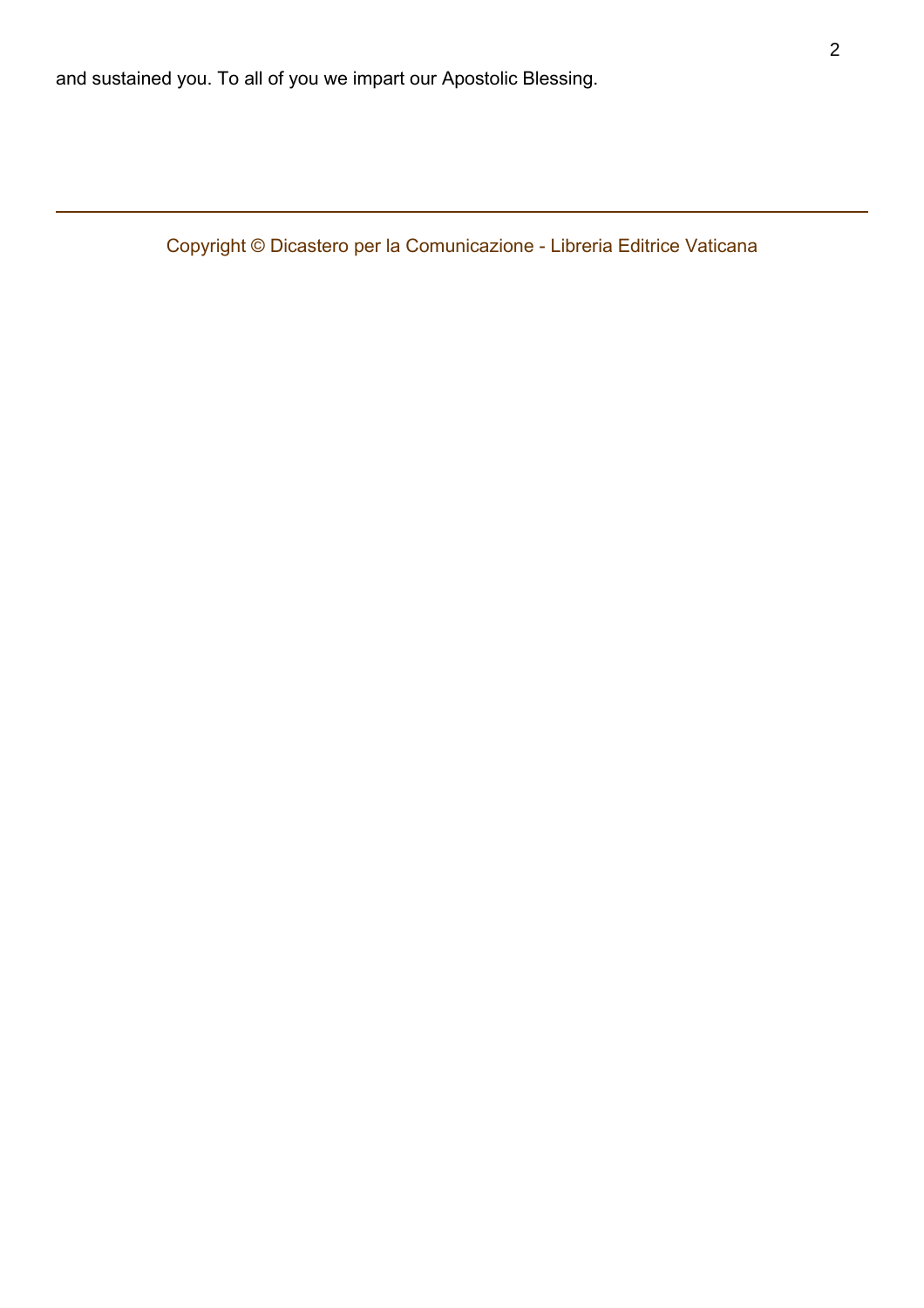and sustained you. To all of you we impart our Apostolic Blessing.

---

Copyright © Dicastero per la Comunicazione - Libreria Editrice Vaticana